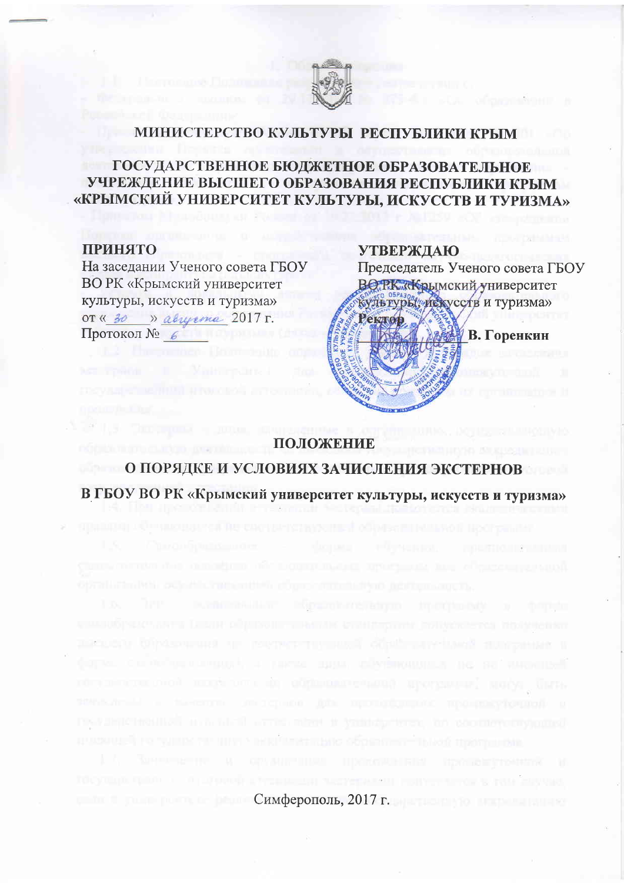# МИНИСТЕРСТВО КУЛЬТУРЫ РЕСПУБЛИКИ КРЫМ

# ГОСУДАРСТВЕННОЕ БЮДЖЕТНОЕ ОБРАЗОВАТЕЛЬНОЕ УЧРЕЖДЕНИЕ ВЫСШЕГО ОБРАЗОВАНИЯ РЕСПУБЛИКИ КРЫМ «КРЫМСКИЙ УНИВЕРСИТЕТ КУЛЬТУРЫ, ИСКУССТВ И ТУРИЗМА»

**ПРИНЯТО**
На заседании Ученого совета ГБОУ ВО РК «Крымский университет культуры, искусств и туризма»
от «30» августа 2017 г.
Протокол № 6

**УТВЕРЖДАЮ**
Председатель Ученого совета ГБОУ ВО РК «Крымский университет культуры, искусств и туризма»
**Ректор**
_____________ **В. Горенкин**

## ПОЛОЖЕНИЕ
## О ПОРЯДКЕ И УСЛОВИЯХ ЗАЧИСЛЕНИЯ ЭКСТЕРНОВ
### В ГБОУ ВО РК «Крымский университет культуры, искусств и туризма»

Симферополь, 2017 г.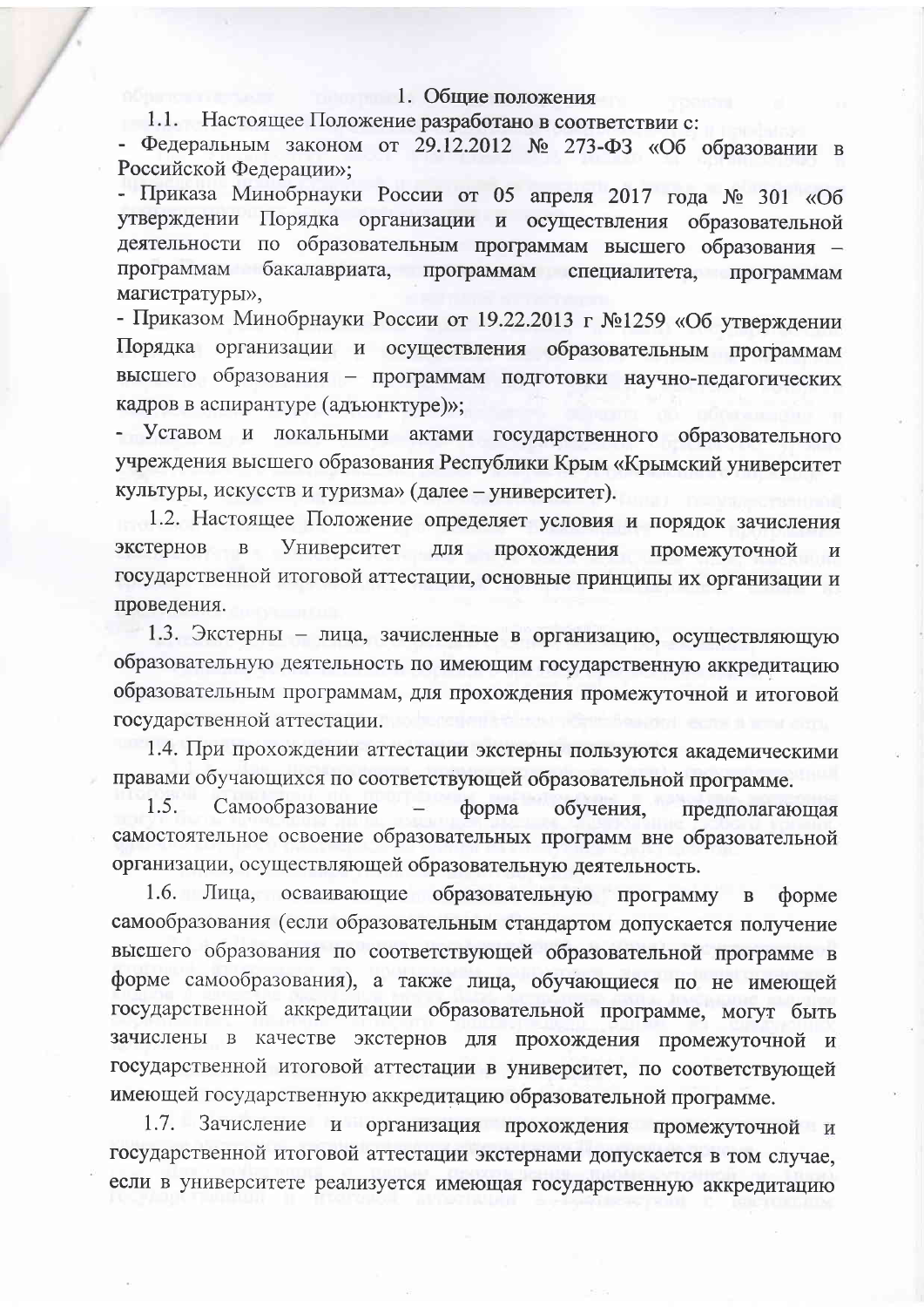## 1. Общие положения

1.1. Настоящее Положение разработано в соответствии с:

- Федеральным законом от 29.12.2012 № 273-ФЗ «Об образовании в Российской Федерации»;
- Приказа Минобрнауки России от 05 апреля 2017 года № 301 «Об утверждении Порядка организации и осуществления образовательной деятельности по образовательным программам высшего образования – программам бакалавриата, программам специалитета, программам магистратуры»,
- Приказом Минобрнауки России от 19.22.2013 г №1259 «Об утверждении Порядка организации и осуществления образовательным программам высшего образования – программам подготовки научно-педагогических кадров в аспирантуре (адъюнктуре)»;
- Уставом и локальными актами государственного образовательного учреждения высшего образования Республики Крым «Крымский университет культуры, искусств и туризма» (далее – университет).

1.2. Настоящее Положение определяет условия и порядок зачисления экстернов в Университет для прохождения промежуточной и государственной итоговой аттестации, основные принципы их организации и проведения.

1.3. Экстерны – лица, зачисленные в организацию, осуществляющую образовательную деятельность по имеющим государственную аккредитацию образовательным программам, для прохождения промежуточной и итоговой государственной аттестации.

1.4. При прохождении аттестации экстерны пользуются академическими правами обучающихся по соответствующей образовательной программе.

1.5. Самообразование – форма обучения, предполагающая самостоятельное освоение образовательных программ вне образовательной организации, осуществляющей образовательную деятельность.

1.6. Лица, осваивающие образовательную программу в форме самообразования (если образовательным стандартом допускается получение высшего образования по соответствующей образовательной программе в форме самообразования), а также лица, обучающиеся по не имеющей государственной аккредитации образовательной программе, могут быть зачислены в качестве экстернов для прохождения промежуточной и государственной итоговой аттестации в университет, по соответствующей имеющей государственную аккредитацию образовательной программе.

1.7. Зачисление и организация прохождения промежуточной и государственной итоговой аттестации экстернами допускается в том случае, если в университете реализуется имеющая государственную аккредитацию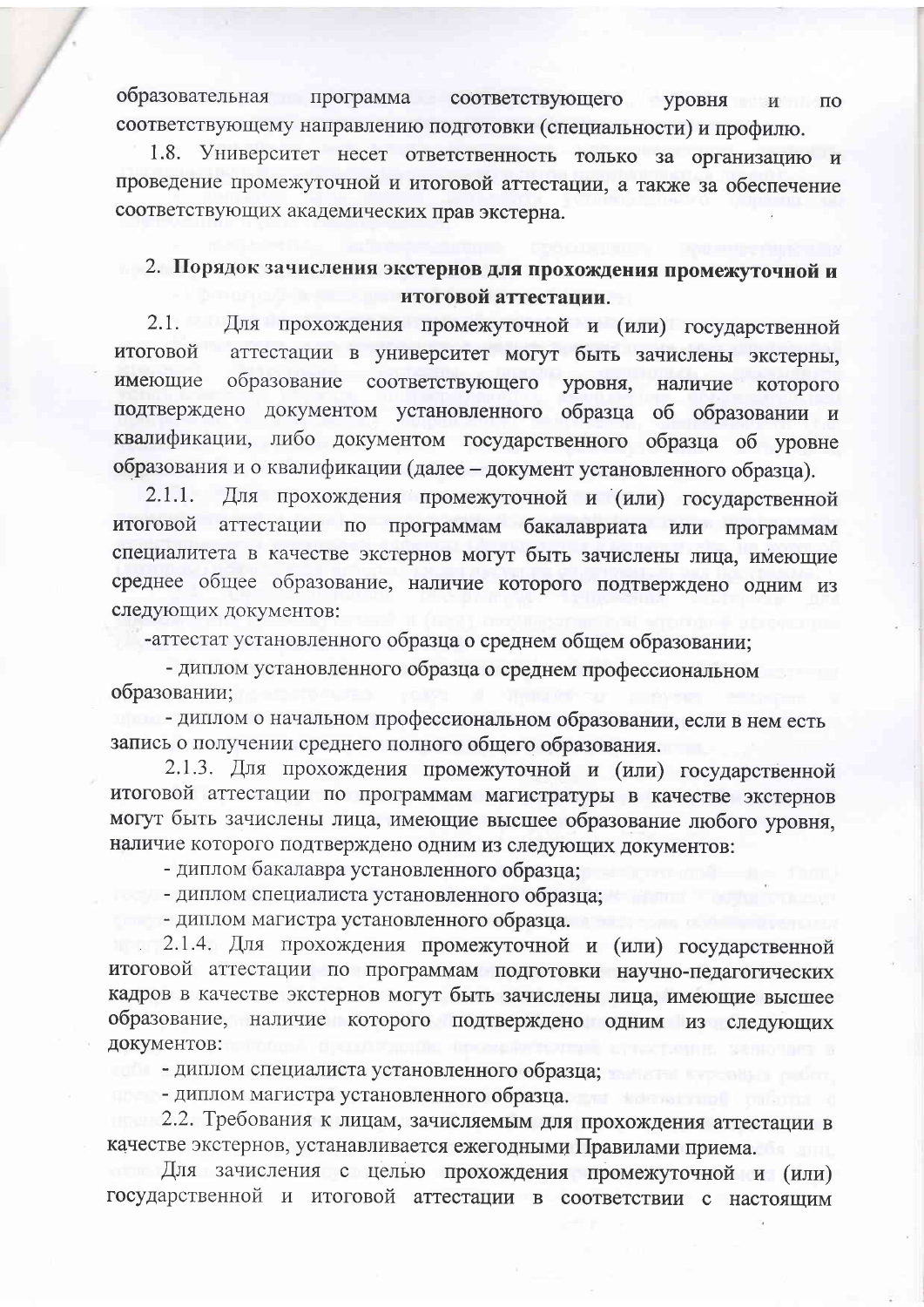образовательная программа соответствующего уровня и по соответствующему направлению подготовки (специальности) и профилю.

1.8. Университет несет ответственность только за организацию и проведение промежуточной и итоговой аттестации, а также за обеспечение соответствующих академических прав экстерна.

## 2. Порядок зачисления экстернов для прохождения промежуточной и итоговой аттестации.

2.1. Для прохождения промежуточной и (или) государственной итоговой аттестации в университет могут быть зачислены экстерны, имеющие образование соответствующего уровня, наличие которого подтверждено документом установленного образца об образовании и квалификации, либо документом государственного образца об уровне образования и о квалификации (далее – документ установленного образца).

2.1.1. Для прохождения промежуточной и (или) государственной итоговой аттестации по программам бакалавриата или программам специалитета в качестве экстернов могут быть зачислены лица, имеющие среднее общее образование, наличие которого подтверждено одним из следующих документов:

- аттестат установленного образца о среднем общем образовании;
- диплом установленного образца о среднем профессиональном образовании;
- диплом о начальном профессиональном образовании, если в нем есть запись о получении среднего полного общего образования.

2.1.3. Для прохождения промежуточной и (или) государственной итоговой аттестации по программам магистратуры в качестве экстернов могут быть зачислены лица, имеющие высшее образование любого уровня, наличие которого подтверждено одним из следующих документов:

- диплом бакалавра установленного образца;
- диплом специалиста установленного образца;
- диплом магистра установленного образца.

2.1.4. Для прохождения промежуточной и (или) государственной итоговой аттестации по программам подготовки научно-педагогических кадров в качестве экстернов могут быть зачислены лица, имеющие высшее образование, наличие которого подтверждено одним из следующих документов:

- диплом специалиста установленного образца;
- диплом магистра установленного образца.

2.2. Требования к лицам, зачисляемым для прохождения аттестации в качестве экстернов, устанавливается ежегодными Правилами приема.

Для зачисления с целью прохождения промежуточной и (или) государственной и итоговой аттестации в соответствии с настоящим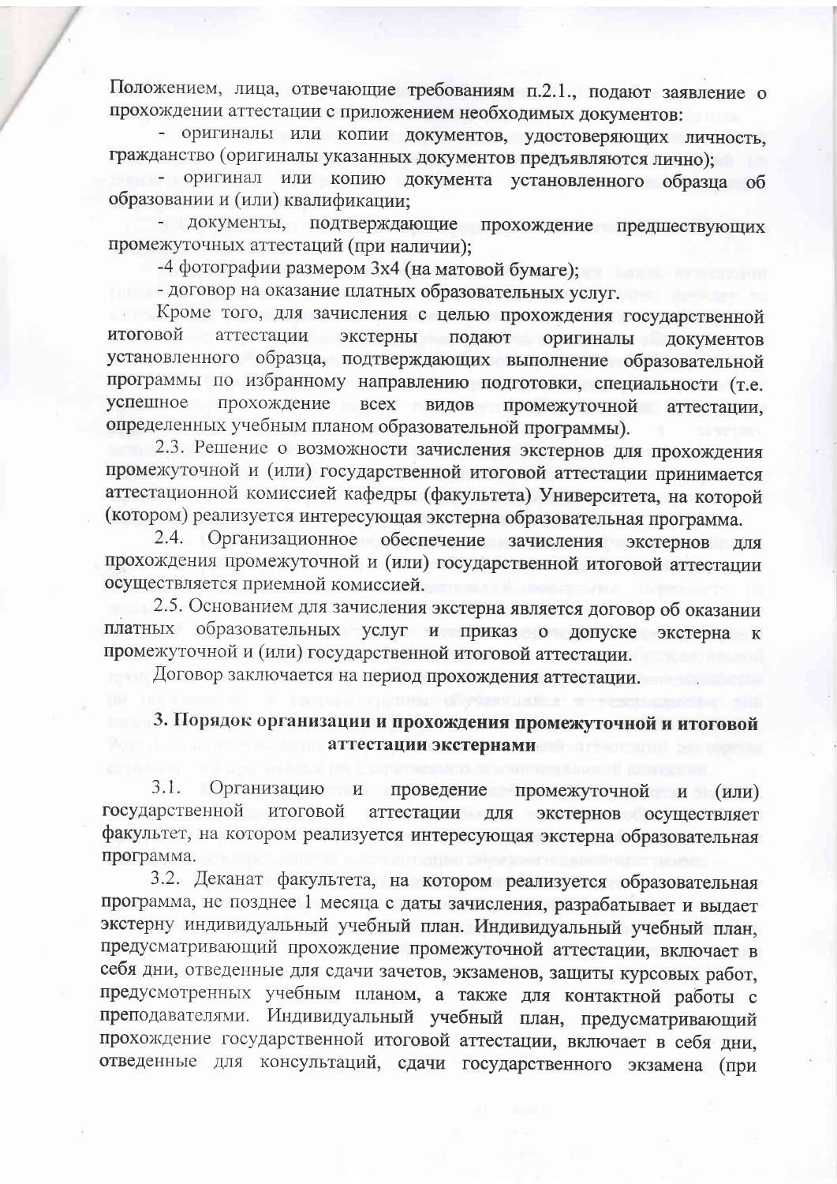Положением, лица, отвечающие требованиям п.2.1., подают заявление о прохождении аттестации с приложением необходимых документов:

- оригиналы или копии документов, удостоверяющих личность, гражданство (оригиналы указанных документов предъявляются лично);
- оригинал или копию документа установленного образца об образовании и (или) квалификации;
- документы, подтверждающие прохождение предшествующих промежуточных аттестаций (при наличии);
- 4 фотографии размером 3x4 (на матовой бумаге);
- договор на оказание платных образовательных услуг.

Кроме того, для зачисления с целью прохождения государственной итоговой аттестации экстерны подают оригиналы документов установленного образца, подтверждающих выполнение образовательной программы по избранному направлению подготовки, специальности (т.е. успешное прохождение всех видов промежуточной аттестации, определенных учебным планом образовательной программы).

2.3. Решение о возможности зачисления экстернов для прохождения промежуточной и (или) государственной итоговой аттестации принимается аттестационной комиссией кафедры (факультета) Университета, на которой (котором) реализуется интересующая экстерна образовательная программа.

2.4. Организационное обеспечение зачисления экстернов для прохождения промежуточной и (или) государственной итоговой аттестации осуществляется приемной комиссией.

2.5. Основанием для зачисления экстерна является договор об оказании платных образовательных услуг и приказ о допуске экстерна к промежуточной и (или) государственной итоговой аттестации.

Договор заключается на период прохождения аттестации.

## 3. Порядок организации и прохождения промежуточной и итоговой аттестации экстернами

3.1. Организацию и проведение промежуточной и (или) государственной итоговой аттестации для экстернов осуществляет факультет, на котором реализуется интересующая экстерна образовательная программа.

3.2. Деканат факультета, на котором реализуется образовательная программа, не позднее 1 месяца с даты зачисления, разрабатывает и выдает экстерну индивидуальный учебный план. Индивидуальный учебный план, предусматривающий прохождение промежуточной аттестации, включает в себя дни, отведенные для сдачи зачетов, экзаменов, защиты курсовых работ, предусмотренных учебным планом, а также для контактной работы с преподавателями. Индивидуальный учебный план, предусматривающий прохождение государственной итоговой аттестации, включает в себя дни, отведенные для консультаций, сдачи государственного экзамена (при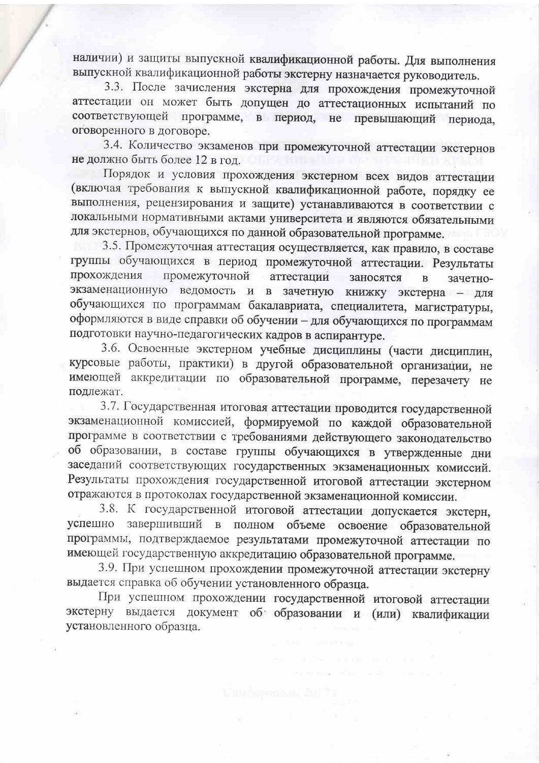наличии) и защиты выпускной квалификационной работы. Для выполнения выпускной квалификационной работы экстерну назначается руководитель.

3.3. После зачисления экстерна для прохождения промежуточной аттестации он может быть допущен до аттестационных испытаний по соответствующей программе, в период, не превышающий периода, оговоренного в договоре.

3.4. Количество экзаменов при промежуточной аттестации экстернов не должно быть более 12 в год.

Порядок и условия прохождения экстерном всех видов аттестации (включая требования к выпускной квалификационной работе, порядку ее выполнения, рецензирования и защите) устанавливаются в соответствии с локальными нормативными актами университета и являются обязательными для экстернов, обучающихся по данной образовательной программе.

3.5. Промежуточная аттестация осуществляется, как правило, в составе группы обучающихся в период промежуточной аттестации. Результаты прохождения промежуточной аттестации заносятся в зачетно-экзаменационную ведомость и в зачетную книжку экстерна – для обучающихся по программам бакалавриата, специалитета, магистратуры, оформляются в виде справки об обучении – для обучающихся по программам подготовки научно-педагогических кадров в аспирантуре.

3.6. Освоенные экстерном учебные дисциплины (части дисциплин, курсовые работы, практики) в другой образовательной организации, не имеющей аккредитации по образовательной программе, перезачету не подлежат.

3.7. Государственная итоговая аттестации проводится государственной экзаменационной комиссией, формируемой по каждой образовательной программе в соответствии с требованиями действующего законодательство об образовании, в составе группы обучающихся в утвержденные дни заседаний соответствующих государственных экзаменационных комиссий. Результаты прохождения государственной итоговой аттестации экстерном отражаются в протоколах государственной экзаменационной комиссии.

3.8. К государственной итоговой аттестации допускается экстерн, успешно завершивший в полном объеме освоение образовательной программы, подтверждаемое результатами промежуточной аттестации по имеющей государственную аккредитацию образовательной программе.

3.9. При успешном прохождении промежуточной аттестации экстерну выдается справка об обучении установленного образца.

При успешном прохождении государственной итоговой аттестации экстерну выдается документ об образовании и (или) квалификации установленного образца.